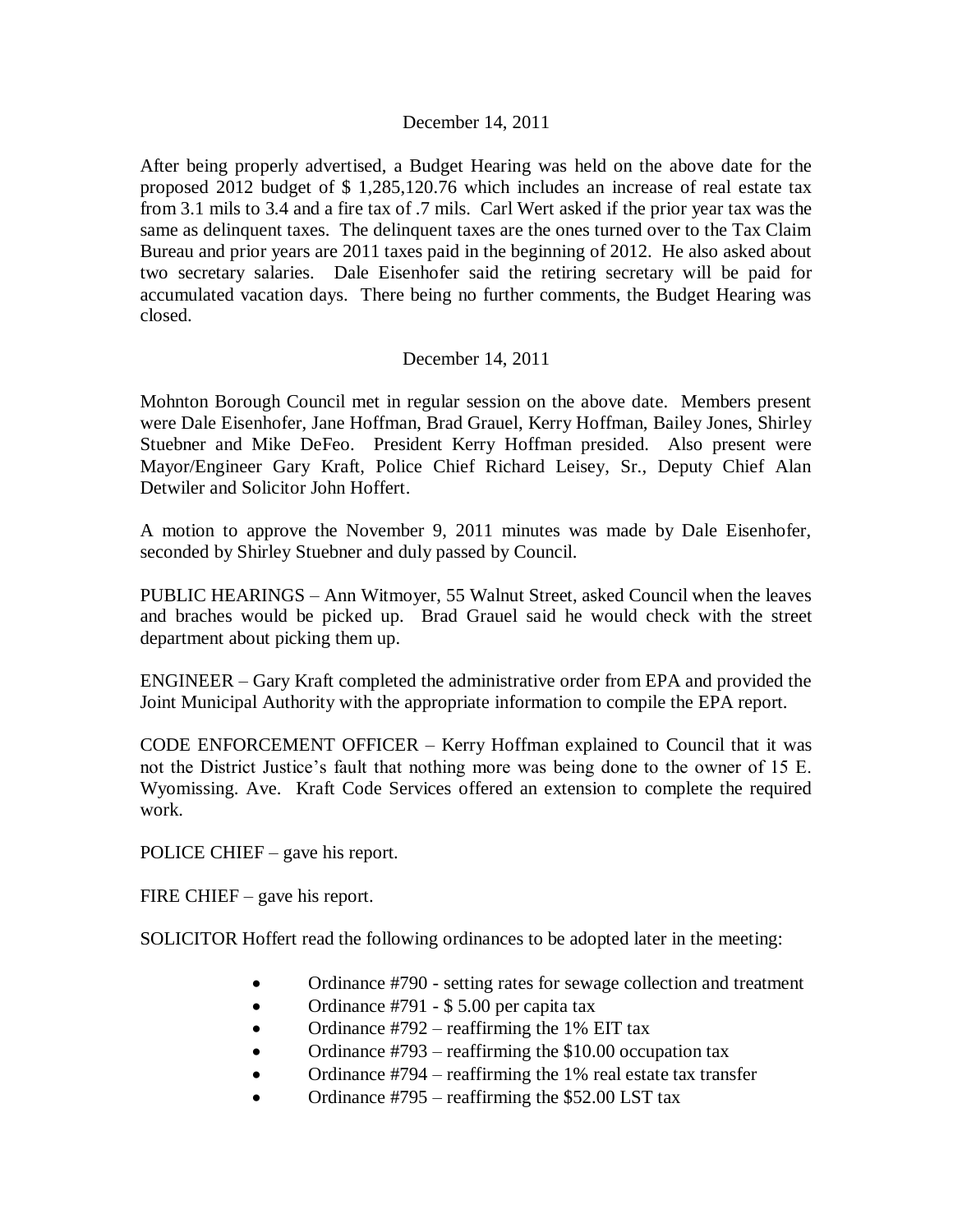December 14, 2011

After being properly advertised, a Budget Hearing was held on the above date for the proposed 2012 budget of $ 1,285,120.76 which includes an increase of real estate tax from 3.1 mils to 3.4 and a fire tax of .7 mils. Carl Wert asked if the prior year tax was the same as delinquent taxes. The delinquent taxes are the ones turned over to the Tax Claim Bureau and prior years are 2011 taxes paid in the beginning of 2012. He also asked about two secretary salaries. Dale Eisenhofer said the retiring secretary will be paid for accumulated vacation days. There being no further comments, the Budget Hearing was closed.

December 14, 2011

Mohnton Borough Council met in regular session on the above date. Members present were Dale Eisenhofer, Jane Hoffman, Brad Grauel, Kerry Hoffman, Bailey Jones, Shirley Stuebner and Mike DeFeo. President Kerry Hoffman presided. Also present were Mayor/Engineer Gary Kraft, Police Chief Richard Leisey, Sr., Deputy Chief Alan Detwiler and Solicitor John Hoffert.

A motion to approve the November 9, 2011 minutes was made by Dale Eisenhofer, seconded by Shirley Stuebner and duly passed by Council.

PUBLIC HEARINGS – Ann Witmoyer, 55 Walnut Street, asked Council when the leaves and braches would be picked up. Brad Grauel said he would check with the street department about picking them up.

ENGINEER – Gary Kraft completed the administrative order from EPA and provided the Joint Municipal Authority with the appropriate information to compile the EPA report.

CODE ENFORCEMENT OFFICER – Kerry Hoffman explained to Council that it was not the District Justice's fault that nothing more was being done to the owner of 15 E. Wyomissing. Ave. Kraft Code Services offered an extension to complete the required work.

POLICE CHIEF – gave his report.

FIRE CHIEF – gave his report.

SOLICITOR Hoffert read the following ordinances to be adopted later in the meeting:

- Ordinance #790 - setting rates for sewage collection and treatment
- Ordinance #791 - $ 5.00 per capita tax
- Ordinance #792 – reaffirming the 1% EIT tax
- Ordinance #793 – reaffirming the $10.00 occupation tax
- Ordinance #794 – reaffirming the 1% real estate tax transfer
- Ordinance #795 – reaffirming the $52.00 LST tax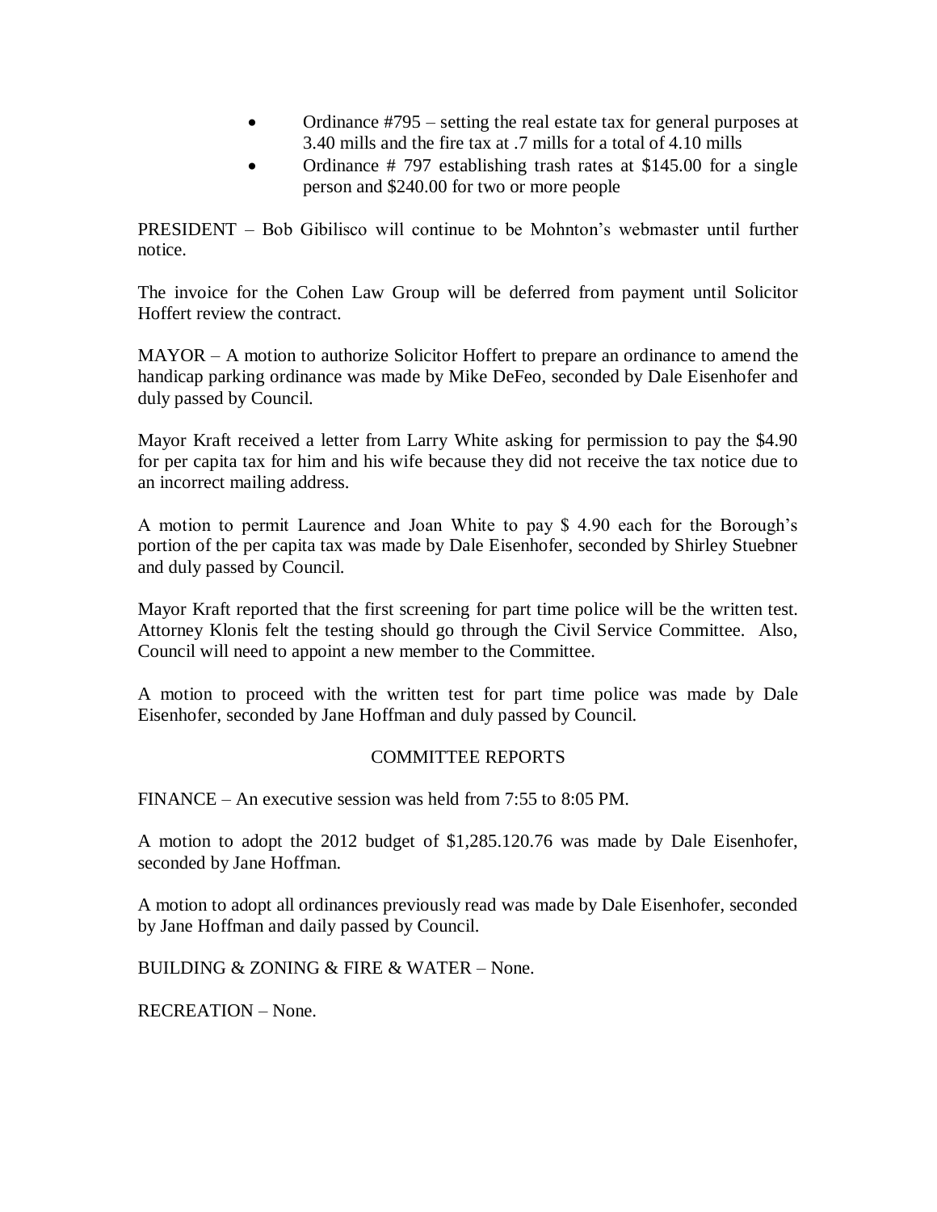- Ordinance #795 – setting the real estate tax for general purposes at 3.40 mills and the fire tax at .7 mills for a total of 4.10 mills
- Ordinance # 797 establishing trash rates at $145.00 for a single person and $240.00 for two or more people

PRESIDENT – Bob Gibilisco will continue to be Mohnton's webmaster until further notice.

The invoice for the Cohen Law Group will be deferred from payment until Solicitor Hoffert review the contract.

MAYOR – A motion to authorize Solicitor Hoffert to prepare an ordinance to amend the handicap parking ordinance was made by Mike DeFeo, seconded by Dale Eisenhofer and duly passed by Council.

Mayor Kraft received a letter from Larry White asking for permission to pay the $4.90 for per capita tax for him and his wife because they did not receive the tax notice due to an incorrect mailing address.

A motion to permit Laurence and Joan White to pay $ 4.90 each for the Borough's portion of the per capita tax was made by Dale Eisenhofer, seconded by Shirley Stuebner and duly passed by Council.

Mayor Kraft reported that the first screening for part time police will be the written test. Attorney Klonis felt the testing should go through the Civil Service Committee. Also, Council will need to appoint a new member to the Committee.

A motion to proceed with the written test for part time police was made by Dale Eisenhofer, seconded by Jane Hoffman and duly passed by Council.

## COMMITTEE REPORTS

FINANCE – An executive session was held from 7:55 to 8:05 PM.

A motion to adopt the 2012 budget of $1,285.120.76 was made by Dale Eisenhofer, seconded by Jane Hoffman.

A motion to adopt all ordinances previously read was made by Dale Eisenhofer, seconded by Jane Hoffman and daily passed by Council.

BUILDING & ZONING & FIRE & WATER – None.

RECREATION – None.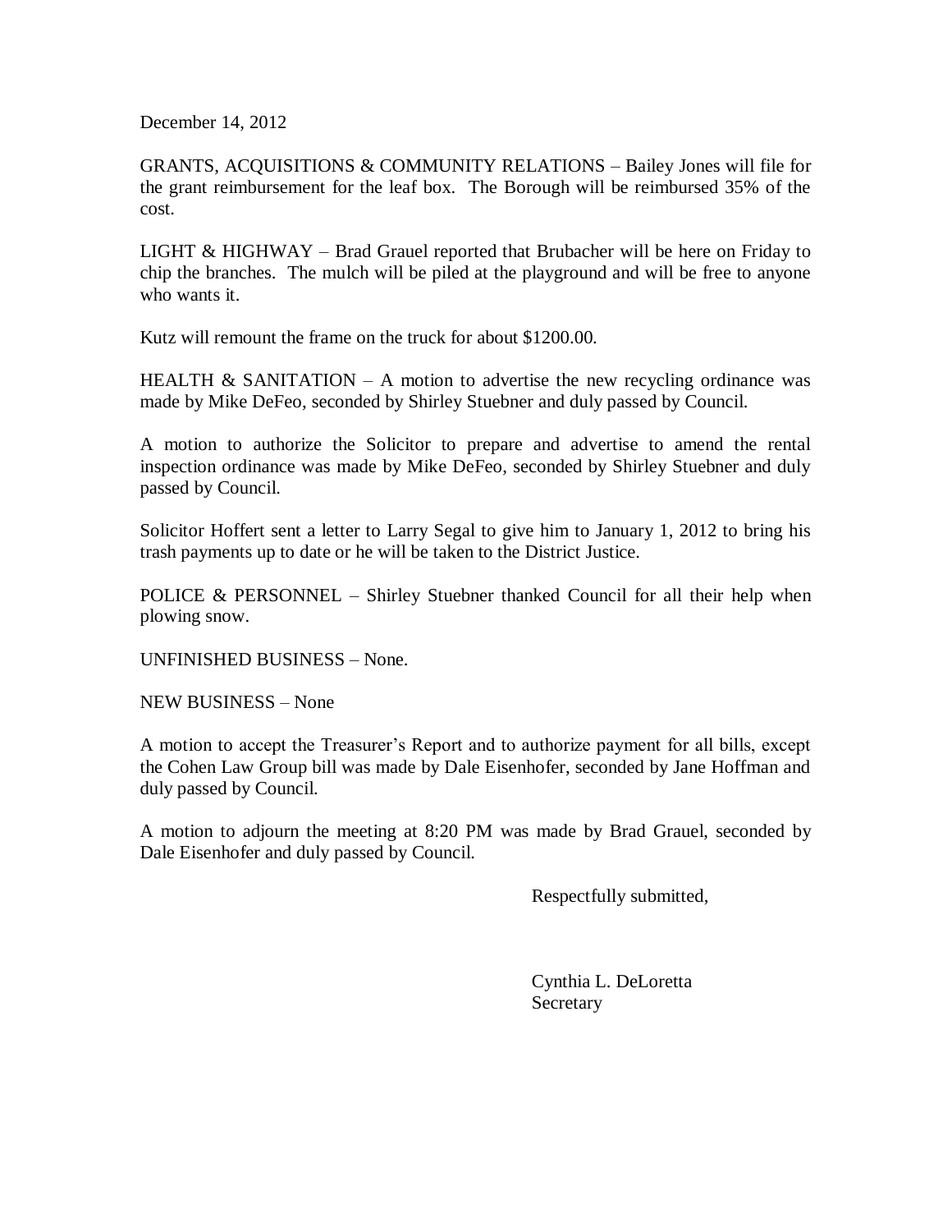December 14, 2012

GRANTS, ACQUISITIONS & COMMUNITY RELATIONS – Bailey Jones will file for the grant reimbursement for the leaf box. The Borough will be reimbursed 35% of the cost.

LIGHT & HIGHWAY – Brad Grauel reported that Brubacher will be here on Friday to chip the branches. The mulch will be piled at the playground and will be free to anyone who wants it.

Kutz will remount the frame on the truck for about $1200.00.

HEALTH & SANITATION – A motion to advertise the new recycling ordinance was made by Mike DeFeo, seconded by Shirley Stuebner and duly passed by Council.

A motion to authorize the Solicitor to prepare and advertise to amend the rental inspection ordinance was made by Mike DeFeo, seconded by Shirley Stuebner and duly passed by Council.

Solicitor Hoffert sent a letter to Larry Segal to give him to January 1, 2012 to bring his trash payments up to date or he will be taken to the District Justice.

POLICE & PERSONNEL – Shirley Stuebner thanked Council for all their help when plowing snow.

UNFINISHED BUSINESS – None.

NEW BUSINESS – None

A motion to accept the Treasurer's Report and to authorize payment for all bills, except the Cohen Law Group bill was made by Dale Eisenhofer, seconded by Jane Hoffman and duly passed by Council.

A motion to adjourn the meeting at 8:20 PM was made by Brad Grauel, seconded by Dale Eisenhofer and duly passed by Council.

Respectfully submitted,

Cynthia L. DeLoretta
Secretary